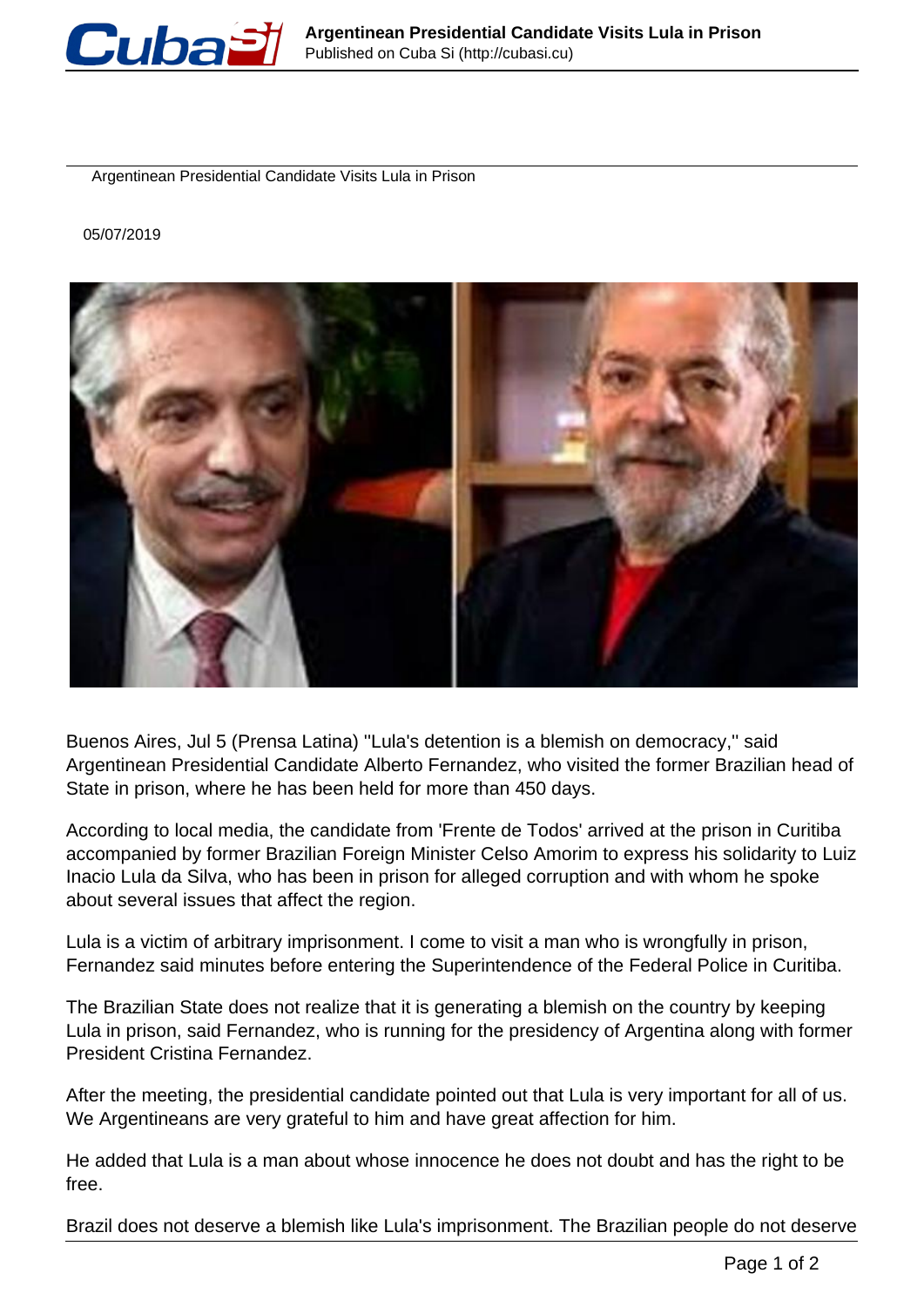Argentinean Presidential Candidate Visits Lula in Prison

05/07/2019

Buenos Aires, Jul 5 (Prensa Latina) ''Lula's detention is a blemish on democracy,'' said Argentinean Presidential Candidate Alberto Fernandez, who visited the former Brazilian head of State in prison, where he has been held for more than 450 days.

According to local media, the candidate from 'Frente de Todos' arrived at the prison in Curitiba accompanied by former Brazilian Foreign Minister Celso Amorim to express his solidarity to Luiz Inacio Lula da Silva, who has been in prison for alleged corruption and with whom he spoke about several issues that affect the region.

Lula is a victim of arbitrary imprisonment. I come to visit a man who is wrongfully in prison, Fernandez said minutes before entering the Superintendence of the Federal Police in Curitiba.

The Brazilian State does not realize that it is generating a blemish on the country by keeping Lula in prison, said Fernandez, who is running for the presidency of Argentina along with former President Cristina Fernandez.

After the meeting, the presidential candidate pointed out that Lula is very important for all of us. We Argentineans are very grateful to him and have great affection for him.

He added that Lula is a man about whose innocence he does not doubt and has the right to be free.

Brazil does not deserve a blemish like Lula's imprisonment. The Brazilian people do not deserve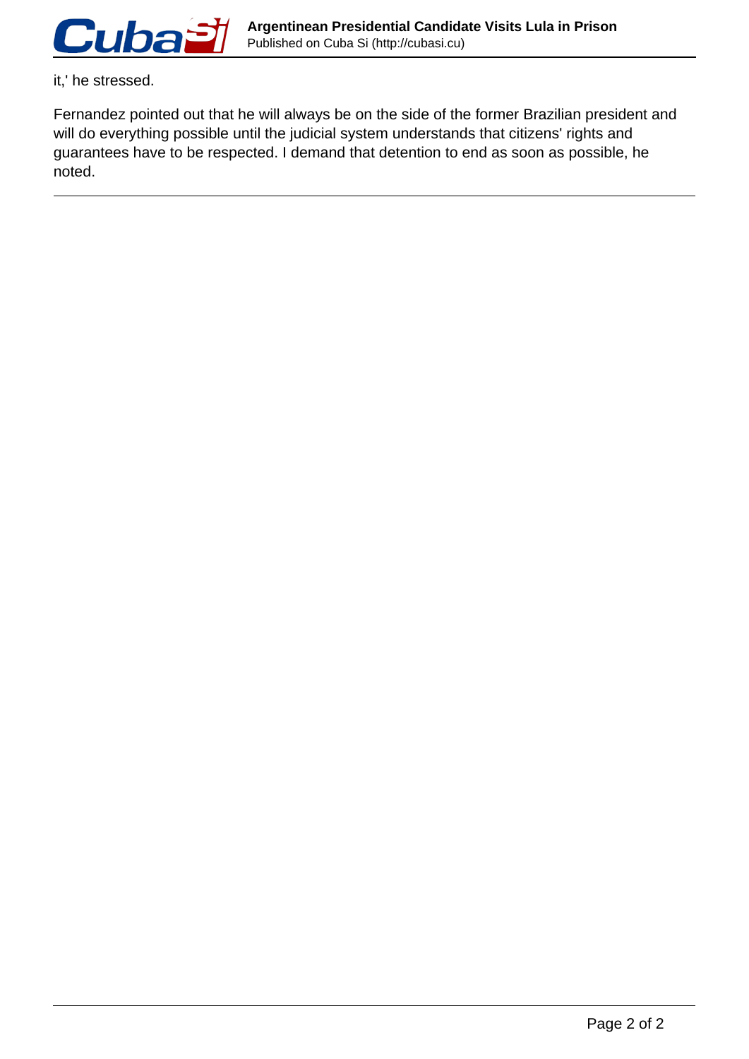it,' he stressed.

Fernandez pointed out that he will always be on the side of the former Brazilian president and will do everything possible until the judicial system understands that citizens' rights and guarantees have to be respected. I demand that detention to end as soon as possible, he noted.